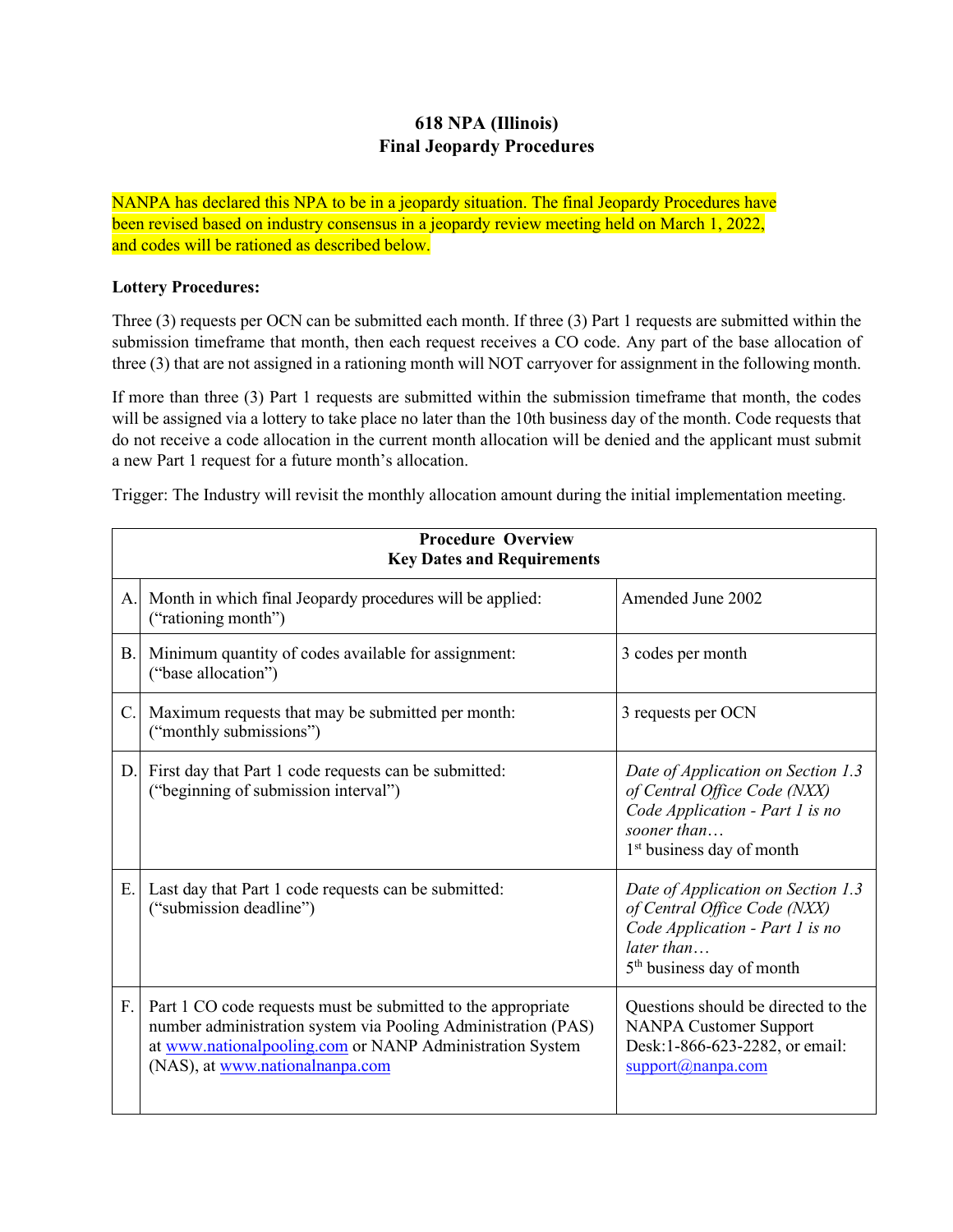# 618 NPA (Illinois)
## Final Jeopardy Procedures

NANPA has declared this NPA to be in a jeopardy situation. The final Jeopardy Procedures have been revised based on industry consensus in a jeopardy review meeting held on March 1, 2022, and codes will be rationed as described below.

**Lottery Procedures:**

Three (3) requests per OCN can be submitted each month. If three (3) Part 1 requests are submitted within the submission timeframe that month, then each request receives a CO code. Any part of the base allocation of three (3) that are not assigned in a rationing month will NOT carryover for assignment in the following month.

If more than three (3) Part 1 requests are submitted within the submission timeframe that month, the codes will be assigned via a lottery to take place no later than the 10th business day of the month. Code requests that do not receive a code allocation in the current month allocation will be denied and the applicant must submit a new Part 1 request for a future month's allocation.

Trigger: The Industry will revisit the monthly allocation amount during the initial implementation meeting.

| **Procedure Overview<br>Key Dates and Requirements** | | |
|---|---|---|
| A. | Month in which final Jeopardy procedures will be applied: ("rationing month") | Amended June 2002 |
| B. | Minimum quantity of codes available for assignment: ("base allocation") | 3 codes per month |
| C. | Maximum requests that may be submitted per month: ("monthly submissions") | 3 requests per OCN |
| D. | First day that Part 1 code requests can be submitted: ("beginning of submission interval") | *Date of Application on Section 1.3 of Central Office Code (NXX) Code Application - Part 1 is no sooner than…*<br>1st business day of month |
| E. | Last day that Part 1 code requests can be submitted: ("submission deadline") | *Date of Application on Section 1.3 of Central Office Code (NXX) Code Application - Part 1 is no later than…*<br>5th business day of month |
| F. | Part 1 CO code requests must be submitted to the appropriate number administration system via Pooling Administration (PAS) at www.nationalpooling.com or NANP Administration System (NAS), at www.nationalnanpa.com | Questions should be directed to the NANPA Customer Support Desk:1-866-623-2282, or email: support@nanpa.com |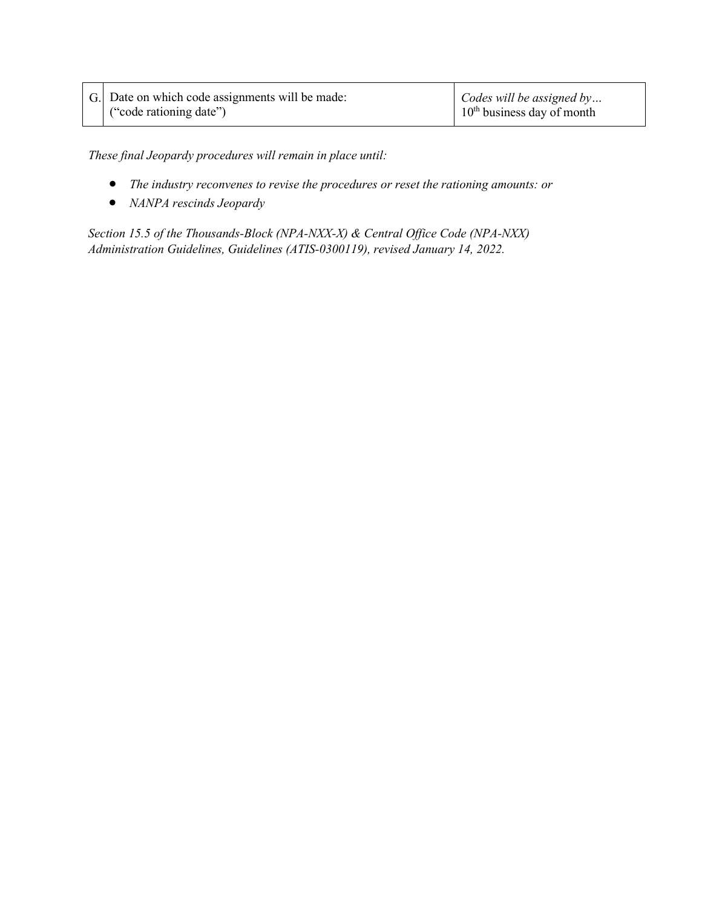| | | |
|---|---|---|
| G. | Date on which code assignments will be made: ("code rationing date") | *Codes will be assigned by…* 10th business day of month |

*These final Jeopardy procedures will remain in place until:*

- *The industry reconvenes to revise the procedures or reset the rationing amounts: or*
- *NANPA rescinds Jeopardy*

*Section 15.5 of the Thousands-Block (NPA-NXX-X) & Central Office Code (NPA-NXX) Administration Guidelines, Guidelines (ATIS-0300119), revised January 14, 2022.*